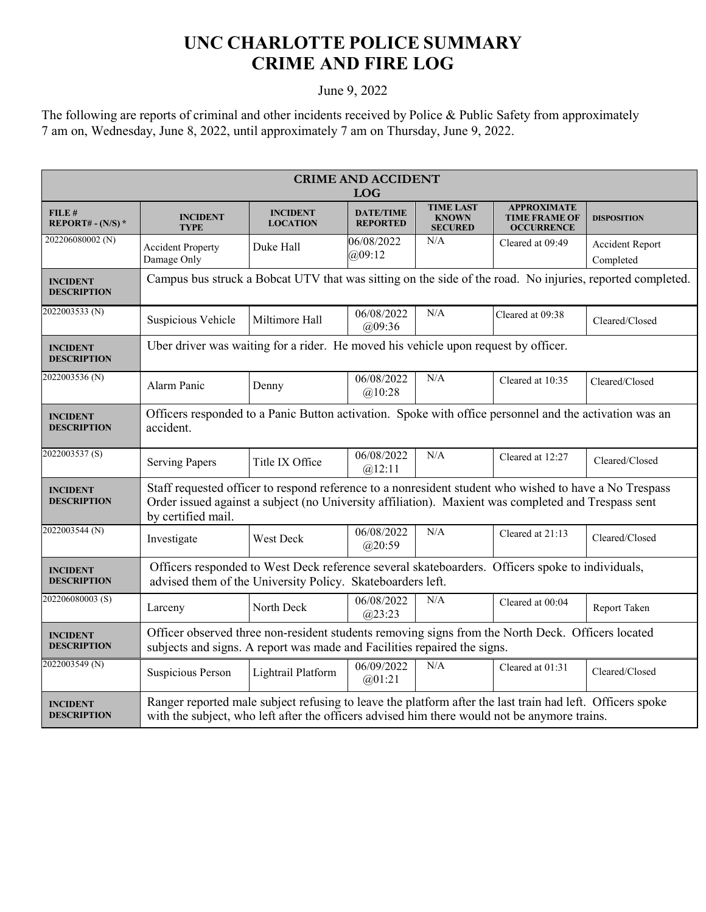# UNC CHARLOTTE POLICE SUMMARY
# CRIME AND FIRE LOG

June 9, 2022

The following are reports of criminal and other incidents received by Police & Public Safety from approximately 7 am on, Wednesday, June 8, 2022, until approximately 7 am on Thursday, June 9, 2022.

| CRIME AND ACCIDENT LOG | | | | | | |
|---|---|---|---|---|---|---|
| **FILE # REPORT# - (N/S) *** | **INCIDENT TYPE** | **INCIDENT LOCATION** | **DATE/TIME REPORTED** | **TIME LAST KNOWN SECURED** | **APPROXIMATE TIME FRAME OF OCCURRENCE** | **DISPOSITION** |
| 202206080002 (N) | Accident Property Damage Only | Duke Hall | 06/08/2022 @09:12 | N/A | Cleared at 09:49 | Accident Report Completed |
| **INCIDENT DESCRIPTION** | Campus bus struck a Bobcat UTV that was sitting on the side of the road. No injuries, reported completed. | | | | | |
| 2022003533 (N) | Suspicious Vehicle | Miltimore Hall | 06/08/2022 @09:36 | N/A | Cleared at 09:38 | Cleared/Closed |
| **INCIDENT DESCRIPTION** | Uber driver was waiting for a rider. He moved his vehicle upon request by officer. | | | | | |
| 2022003536 (N) | Alarm Panic | Denny | 06/08/2022 @10:28 | N/A | Cleared at 10:35 | Cleared/Closed |
| **INCIDENT DESCRIPTION** | Officers responded to a Panic Button activation. Spoke with office personnel and the activation was an accident. | | | | | |
| 2022003537 (S) | Serving Papers | Title IX Office | 06/08/2022 @12:11 | N/A | Cleared at 12:27 | Cleared/Closed |
| **INCIDENT DESCRIPTION** | Staff requested officer to respond reference to a nonresident student who wished to have a No Trespass Order issued against a subject (no University affiliation). Maxient was completed and Trespass sent by certified mail. | | | | | |
| 2022003544 (N) | Investigate | West Deck | 06/08/2022 @20:59 | N/A | Cleared at 21:13 | Cleared/Closed |
| **INCIDENT DESCRIPTION** | Officers responded to West Deck reference several skateboarders. Officers spoke to individuals, advised them of the University Policy. Skateboarders left. | | | | | |
| 202206080003 (S) | Larceny | North Deck | 06/08/2022 @23:23 | N/A | Cleared at 00:04 | Report Taken |
| **INCIDENT DESCRIPTION** | Officer observed three non-resident students removing signs from the North Deck. Officers located subjects and signs. A report was made and Facilities repaired the signs. | | | | | |
| 2022003549 (N) | Suspicious Person | Lightrail Platform | 06/09/2022 @01:21 | N/A | Cleared at 01:31 | Cleared/Closed |
| **INCIDENT DESCRIPTION** | Ranger reported male subject refusing to leave the platform after the last train had left. Officers spoke with the subject, who left after the officers advised him there would not be anymore trains. | | | | | |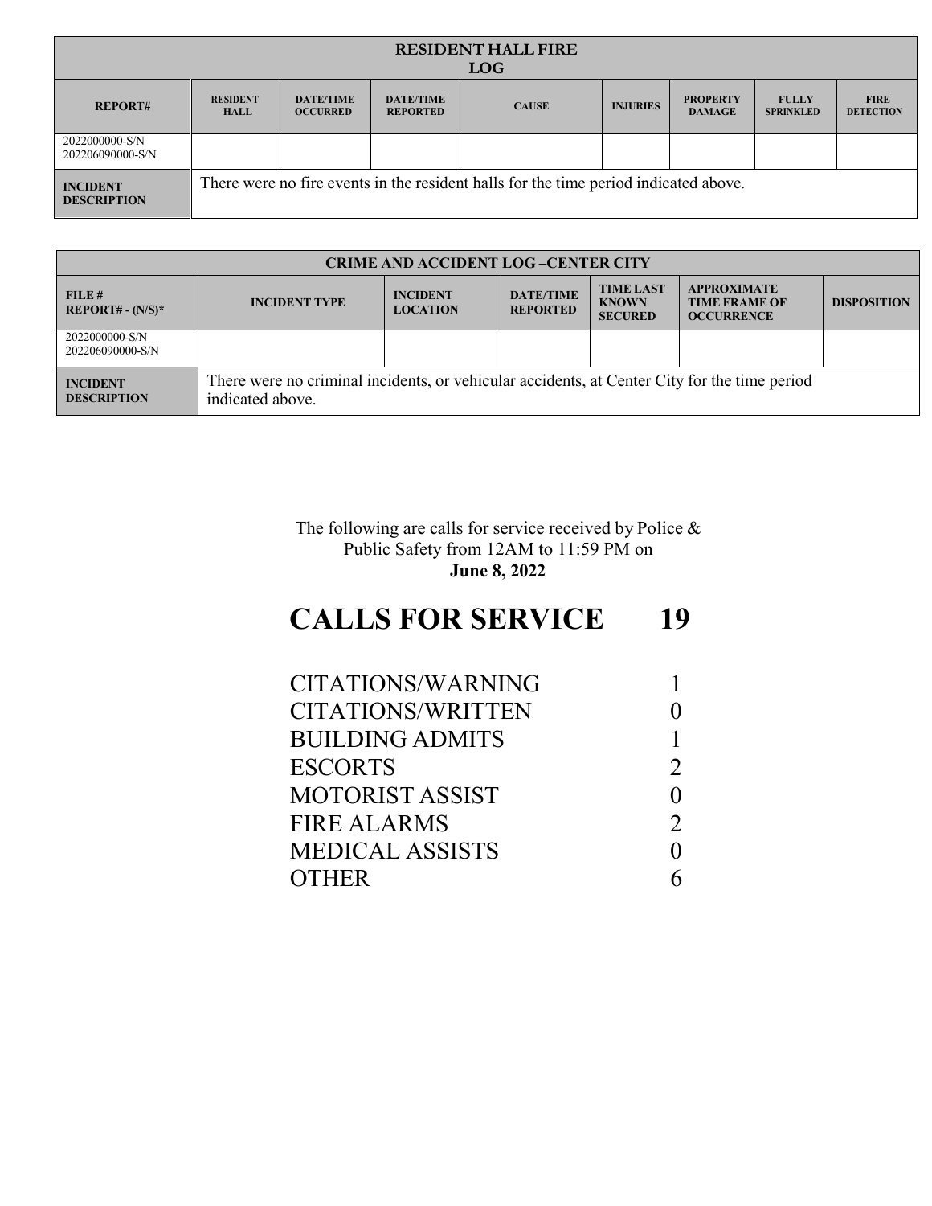| RESIDENT HALL FIRE LOG | | | | | | | | |
|---|---|---|---|---|---|---|---|---|
| **REPORT#** | **RESIDENT HALL** | **DATE/TIME OCCURRED** | **DATE/TIME REPORTED** | **CAUSE** | **INJURIES** | **PROPERTY DAMAGE** | **FULLY SPRINKLED** | **FIRE DETECTION** |
| 2022000000-S/N 202206090000-S/N | | | | | | | | |
| **INCIDENT DESCRIPTION** | There were no fire events in the resident halls for the time period indicated above. | | | | | | | |

| CRIME AND ACCIDENT LOG –CENTER CITY | | | | | | |
|---|---|---|---|---|---|---|
| **FILE # REPORT# - (N/S)*** | **INCIDENT TYPE** | **INCIDENT LOCATION** | **DATE/TIME REPORTED** | **TIME LAST KNOWN SECURED** | **APPROXIMATE TIME FRAME OF OCCURRENCE** | **DISPOSITION** |
| 2022000000-S/N 202206090000-S/N | | | | | | |
| **INCIDENT DESCRIPTION** | There were no criminal incidents, or vehicular accidents, at Center City for the time period indicated above. | | | | | |

The following are calls for service received by Police & Public Safety from 12AM to 11:59 PM on
**June 8, 2022**

# CALLS FOR SERVICE 19

| | |
|---|---|
| CITATIONS/WARNING | 1 |
| CITATIONS/WRITTEN | 0 |
| BUILDING ADMITS | 1 |
| ESCORTS | 2 |
| MOTORIST ASSIST | 0 |
| FIRE ALARMS | 2 |
| MEDICAL ASSISTS | 0 |
| OTHER | 6 |